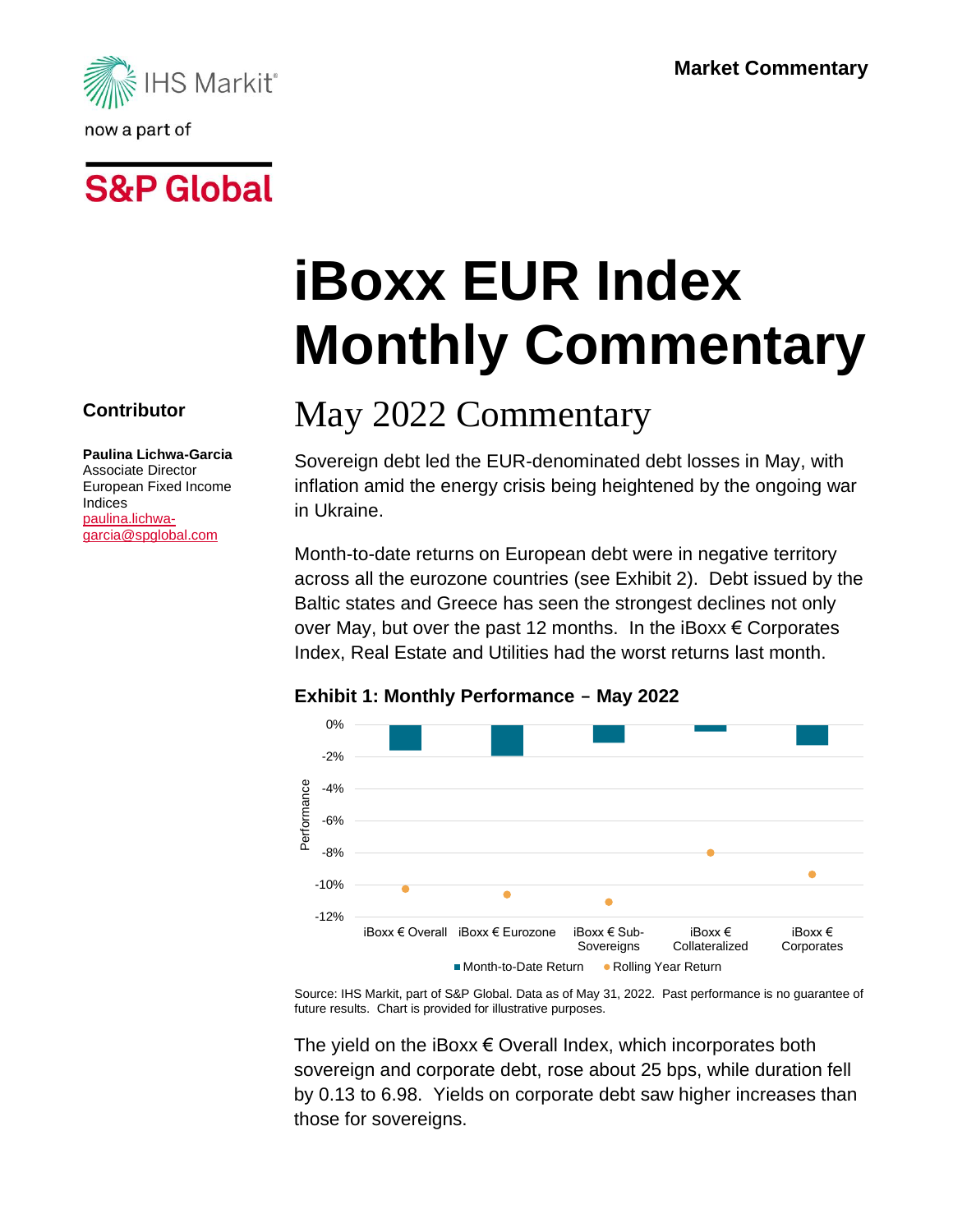Market Commentary

IHS Markit

now a part of

S&P Global

# iBoxx EUR Index Monthly Commentary

## May 2022 Commentary

**Contributor**

**Paulina Lichwa-Garcia**
Associate Director
European Fixed Income Indices
paulina.lichwa-garcia@spglobal.com

Sovereign debt led the EUR-denominated debt losses in May, with inflation amid the energy crisis being heightened by the ongoing war in Ukraine.

Month-to-date returns on European debt were in negative territory across all the eurozone countries (see Exhibit 2). Debt issued by the Baltic states and Greece has seen the strongest declines not only over May, but over the past 12 months. In the iBoxx € Corporates Index, Real Estate and Utilities had the worst returns last month.

**Exhibit 1: Monthly Performance – May 2022**

Performance: 0%, -2%, -4%, -6%, -8%, -10%, -12%

iBoxx € Overall | iBoxx € Eurozone | iBoxx € Sub-Sovereigns | iBoxx € Collateralized | iBoxx € Corporates

■ Month-to-Date Return ● Rolling Year Return

Source: IHS Markit, part of S&P Global. Data as of May 31, 2022. Past performance is no guarantee of future results. Chart is provided for illustrative purposes.

The yield on the iBoxx € Overall Index, which incorporates both sovereign and corporate debt, rose about 25 bps, while duration fell by 0.13 to 6.98. Yields on corporate debt saw higher increases than those for sovereigns.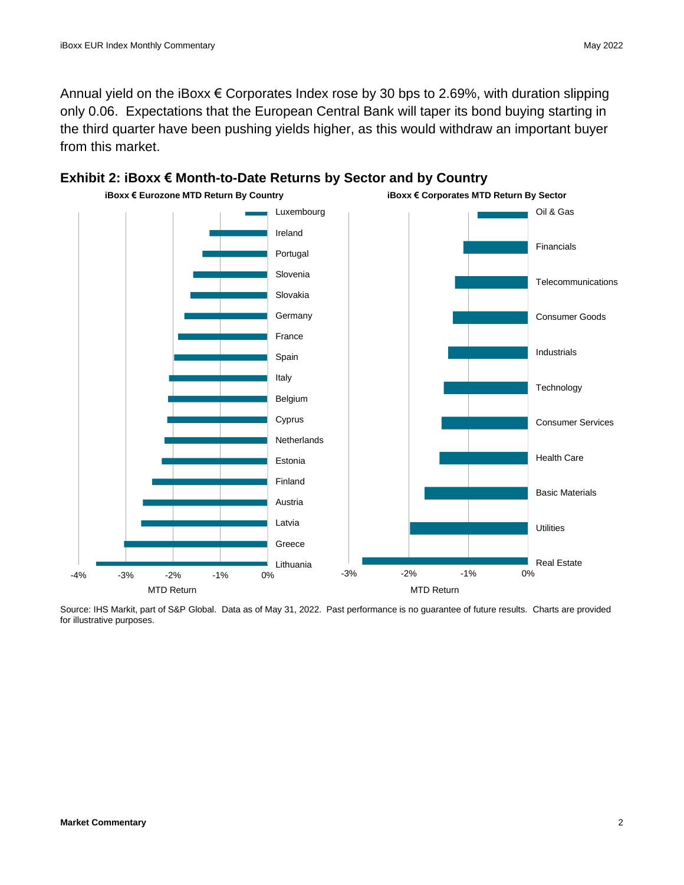Annual yield on the iBoxx € Corporates Index rose by 30 bps to 2.69%, with duration slipping only 0.06. Expectations that the European Central Bank will taper its bond buying starting in the third quarter have been pushing yields higher, as this would withdraw an important buyer from this market.

## Exhibit 2: iBoxx € Month-to-Date Returns by Sector and by Country

**iBoxx € Eurozone MTD Return By Country**

Luxembourg, Ireland, Portugal, Slovenia, Slovakia, Germany, France, Spain, Italy, Belgium, Cyprus, Netherlands, Estonia, Finland, Austria, Latvia, Greece, Lithuania

-4% -3% -2% -1% 0%

MTD Return

**iBoxx € Corporates MTD Return By Sector**

Oil & Gas, Financials, Telecommunications, Consumer Goods, Industrials, Technology, Consumer Services, Health Care, Basic Materials, Utilities, Real Estate

-3% -2% -1% 0%

MTD Return

Source: IHS Markit, part of S&P Global. Data as of May 31, 2022. Past performance is no guarantee of future results. Charts are provided for illustrative purposes.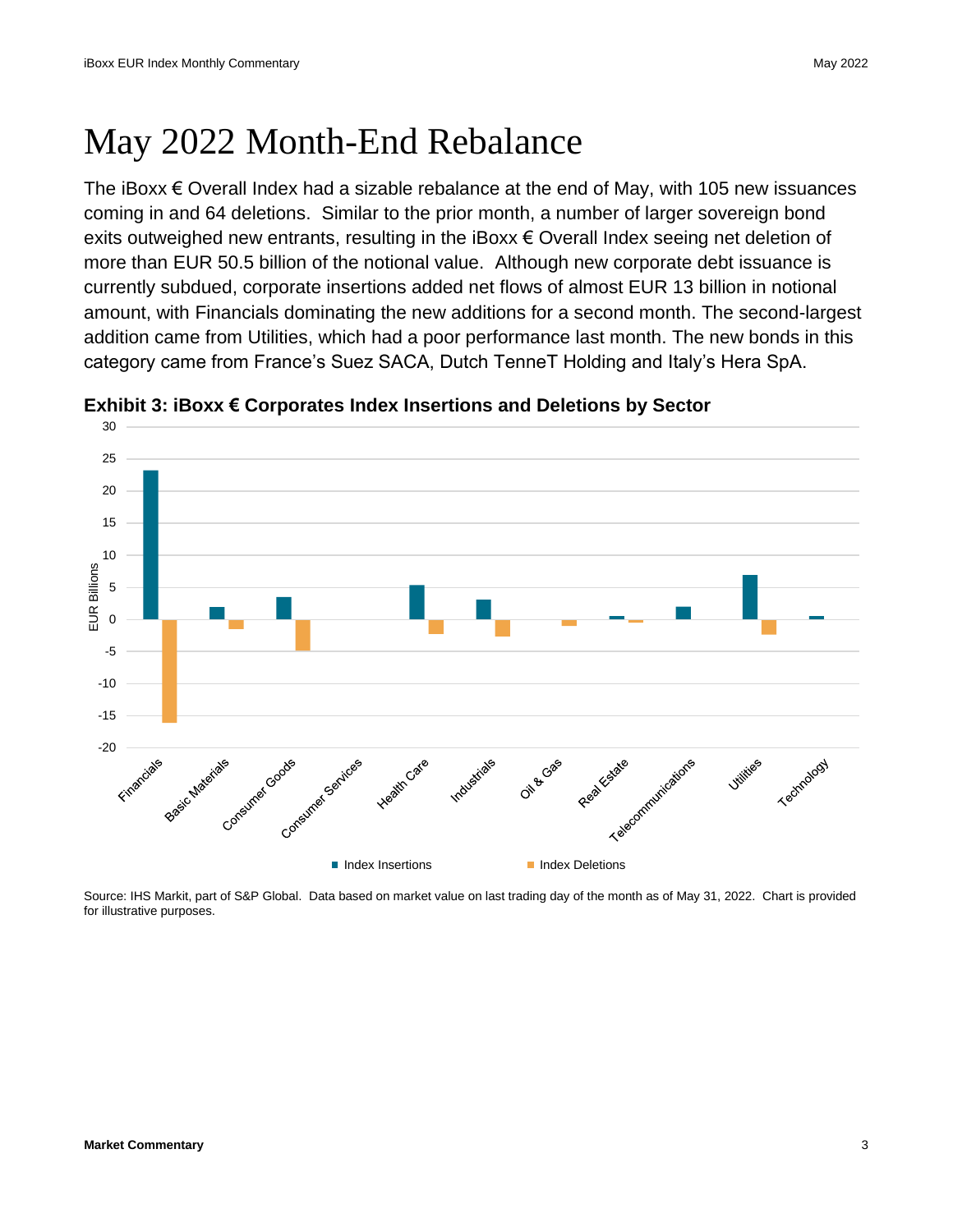# May 2022 Month-End Rebalance

The iBoxx € Overall Index had a sizable rebalance at the end of May, with 105 new issuances coming in and 64 deletions. Similar to the prior month, a number of larger sovereign bond exits outweighed new entrants, resulting in the iBoxx € Overall Index seeing net deletion of more than EUR 50.5 billion of the notional value. Although new corporate debt issuance is currently subdued, corporate insertions added net flows of almost EUR 13 billion in notional amount, with Financials dominating the new additions for a second month. The second-largest addition came from Utilities, which had a poor performance last month. The new bonds in this category came from France's Suez SACA, Dutch TenneT Holding and Italy's Hera SpA.

**Exhibit 3: iBoxx € Corporates Index Insertions and Deletions by Sector**

Source: IHS Markit, part of S&P Global. Data based on market value on last trading day of the month as of May 31, 2022. Chart is provided for illustrative purposes.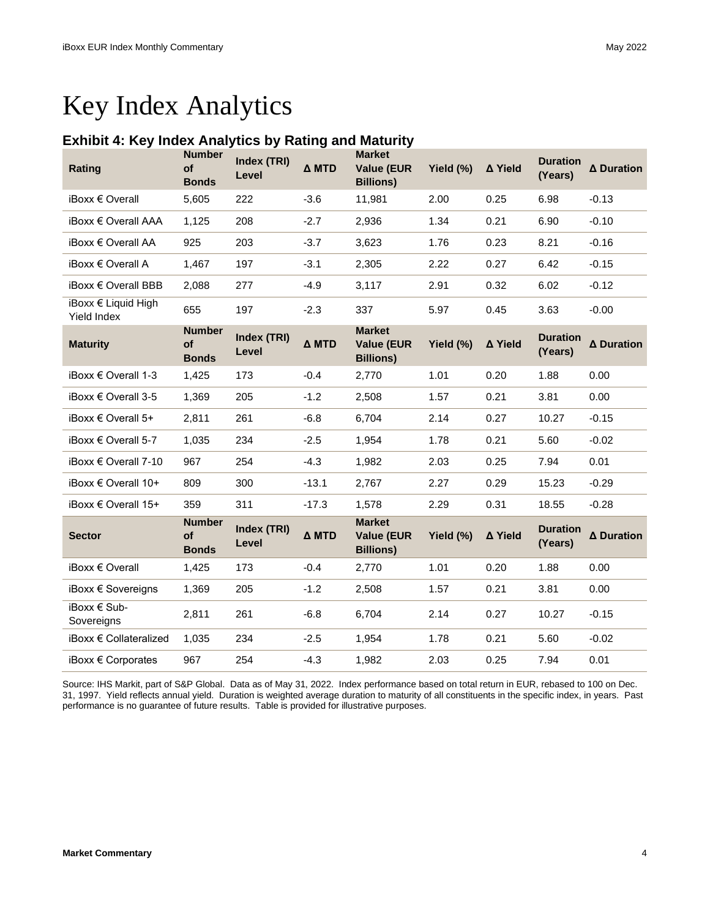# Key Index Analytics

### Exhibit 4: Key Index Analytics by Rating and Maturity

| Rating | Number of Bonds | Index (TRI) Level | Δ MTD | Market Value (EUR Billions) | Yield (%) | Δ Yield | Duration (Years) | Δ Duration |
|---|---|---|---|---|---|---|---|---|
| iBoxx € Overall | 5,605 | 222 | -3.6 | 11,981 | 2.00 | 0.25 | 6.98 | -0.13 |
| iBoxx € Overall AAA | 1,125 | 208 | -2.7 | 2,936 | 1.34 | 0.21 | 6.90 | -0.10 |
| iBoxx € Overall AA | 925 | 203 | -3.7 | 3,623 | 1.76 | 0.23 | 8.21 | -0.16 |
| iBoxx € Overall A | 1,467 | 197 | -3.1 | 2,305 | 2.22 | 0.27 | 6.42 | -0.15 |
| iBoxx € Overall BBB | 2,088 | 277 | -4.9 | 3,117 | 2.91 | 0.32 | 6.02 | -0.12 |
| iBoxx € Liquid High Yield Index | 655 | 197 | -2.3 | 337 | 5.97 | 0.45 | 3.63 | -0.00 |
| **Maturity** | **Number of Bonds** | **Index (TRI) Level** | **Δ MTD** | **Market Value (EUR Billions)** | **Yield (%)** | **Δ Yield** | **Duration (Years)** | **Δ Duration** |
| iBoxx € Overall 1-3 | 1,425 | 173 | -0.4 | 2,770 | 1.01 | 0.20 | 1.88 | 0.00 |
| iBoxx € Overall 3-5 | 1,369 | 205 | -1.2 | 2,508 | 1.57 | 0.21 | 3.81 | 0.00 |
| iBoxx € Overall 5+ | 2,811 | 261 | -6.8 | 6,704 | 2.14 | 0.27 | 10.27 | -0.15 |
| iBoxx € Overall 5-7 | 1,035 | 234 | -2.5 | 1,954 | 1.78 | 0.21 | 5.60 | -0.02 |
| iBoxx € Overall 7-10 | 967 | 254 | -4.3 | 1,982 | 2.03 | 0.25 | 7.94 | 0.01 |
| iBoxx € Overall 10+ | 809 | 300 | -13.1 | 2,767 | 2.27 | 0.29 | 15.23 | -0.29 |
| iBoxx € Overall 15+ | 359 | 311 | -17.3 | 1,578 | 2.29 | 0.31 | 18.55 | -0.28 |
| **Sector** | **Number of Bonds** | **Index (TRI) Level** | **Δ MTD** | **Market Value (EUR Billions)** | **Yield (%)** | **Δ Yield** | **Duration (Years)** | **Δ Duration** |
| iBoxx € Overall | 1,425 | 173 | -0.4 | 2,770 | 1.01 | 0.20 | 1.88 | 0.00 |
| iBoxx € Sovereigns | 1,369 | 205 | -1.2 | 2,508 | 1.57 | 0.21 | 3.81 | 0.00 |
| iBoxx € Sub-Sovereigns | 2,811 | 261 | -6.8 | 6,704 | 2.14 | 0.27 | 10.27 | -0.15 |
| iBoxx € Collateralized | 1,035 | 234 | -2.5 | 1,954 | 1.78 | 0.21 | 5.60 | -0.02 |
| iBoxx € Corporates | 967 | 254 | -4.3 | 1,982 | 2.03 | 0.25 | 7.94 | 0.01 |

Source: IHS Markit, part of S&P Global. Data as of May 31, 2022. Index performance based on total return in EUR, rebased to 100 on Dec. 31, 1997. Yield reflects annual yield. Duration is weighted average duration to maturity of all constituents in the specific index, in years. Past performance is no guarantee of future results. Table is provided for illustrative purposes.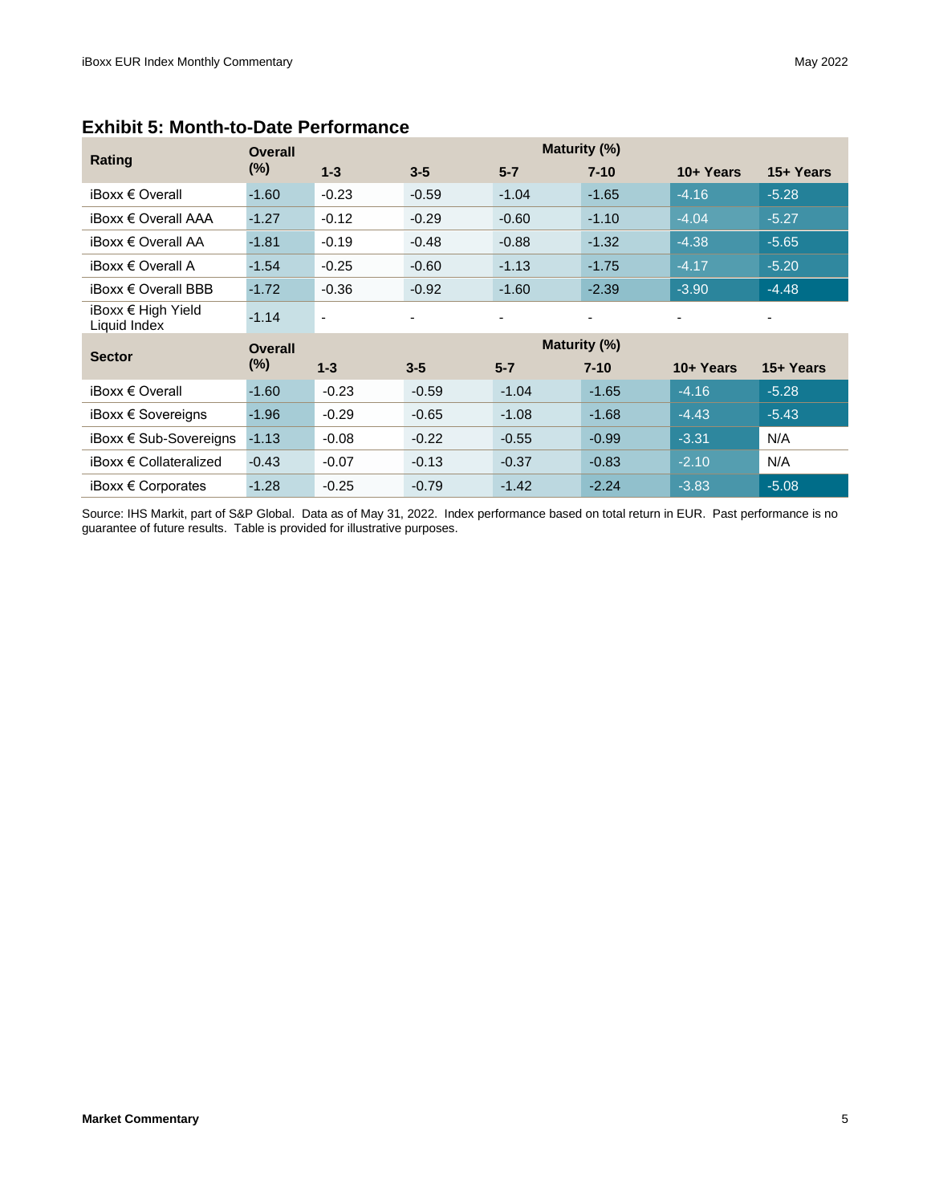## Exhibit 5: Month-to-Date Performance

| Rating | Overall (%) | Maturity (%) | | | | | |
|---|---|---|---|---|---|---|---|
| | | 1-3 | 3-5 | 5-7 | 7-10 | 10+ Years | 15+ Years |
| iBoxx € Overall | -1.60 | -0.23 | -0.59 | -1.04 | -1.65 | -4.16 | -5.28 |
| iBoxx € Overall AAA | -1.27 | -0.12 | -0.29 | -0.60 | -1.10 | -4.04 | -5.27 |
| iBoxx € Overall AA | -1.81 | -0.19 | -0.48 | -0.88 | -1.32 | -4.38 | -5.65 |
| iBoxx € Overall A | -1.54 | -0.25 | -0.60 | -1.13 | -1.75 | -4.17 | -5.20 |
| iBoxx € Overall BBB | -1.72 | -0.36 | -0.92 | -1.60 | -2.39 | -3.90 | -4.48 |
| iBoxx € High Yield Liquid Index | -1.14 | - | - | - | - | - | - |
| **Sector** | **Overall (%)** | **Maturity (%)** | | | | | |
| | | **1-3** | **3-5** | **5-7** | **7-10** | **10+ Years** | **15+ Years** |
| iBoxx € Overall | -1.60 | -0.23 | -0.59 | -1.04 | -1.65 | -4.16 | -5.28 |
| iBoxx € Sovereigns | -1.96 | -0.29 | -0.65 | -1.08 | -1.68 | -4.43 | -5.43 |
| iBoxx € Sub-Sovereigns | -1.13 | -0.08 | -0.22 | -0.55 | -0.99 | -3.31 | N/A |
| iBoxx € Collateralized | -0.43 | -0.07 | -0.13 | -0.37 | -0.83 | -2.10 | N/A |
| iBoxx € Corporates | -1.28 | -0.25 | -0.79 | -1.42 | -2.24 | -3.83 | -5.08 |

Source: IHS Markit, part of S&P Global. Data as of May 31, 2022. Index performance based on total return in EUR. Past performance is no guarantee of future results. Table is provided for illustrative purposes.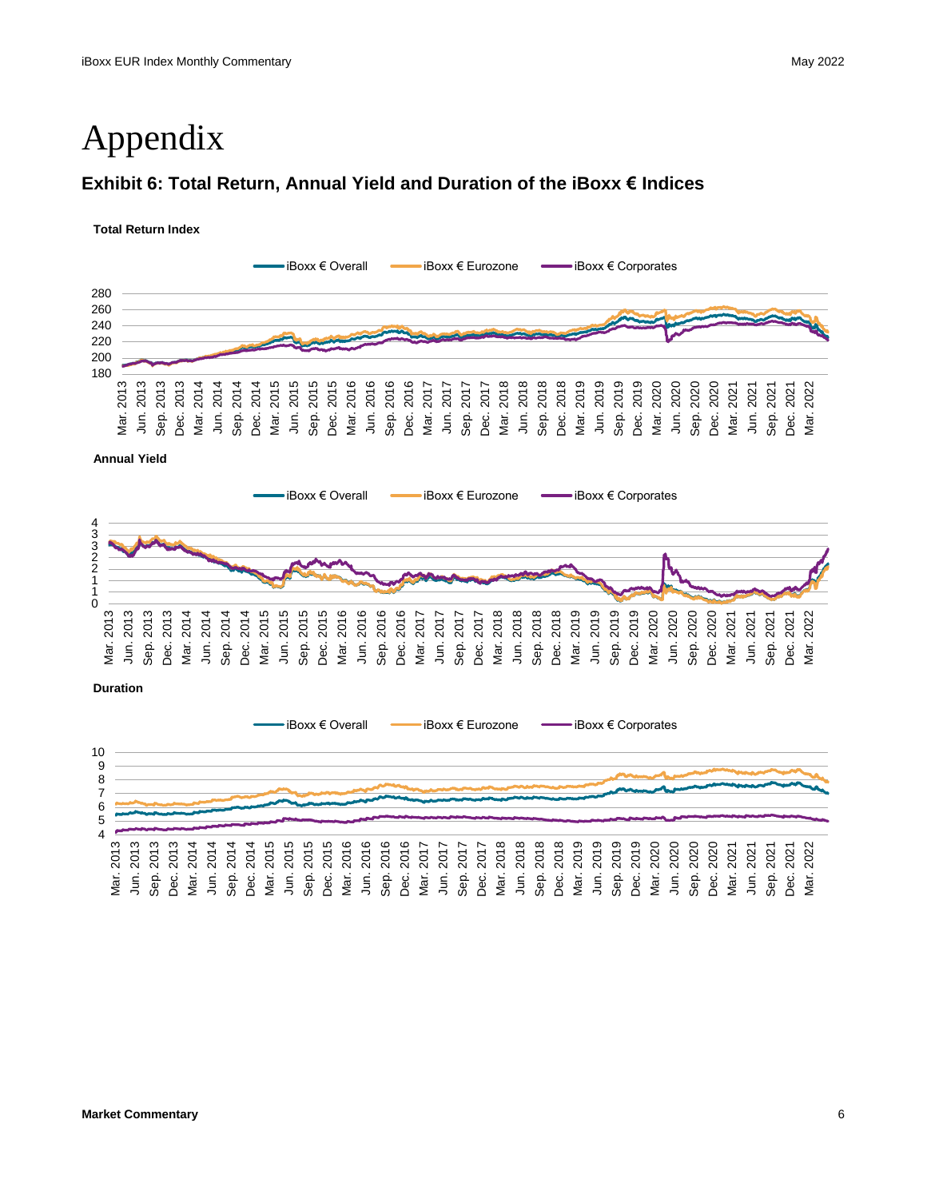# Appendix

## Exhibit 6: Total Return, Annual Yield and Duration of the iBoxx € Indices

**Total Return Index**

iBoxx € Overall | iBoxx € Eurozone | iBoxx € Corporates

280
260
240
220
200
180

Mar. 2013, Jun. 2013, Sep. 2013, Dec. 2013, Mar. 2014, Jun. 2014, Sep. 2014, Dec. 2014, Mar. 2015, Jun. 2015, Sep. 2015, Dec. 2015, Mar. 2016, Jun. 2016, Sep. 2016, Dec. 2016, Mar. 2017, Jun. 2017, Sep. 2017, Dec. 2017, Mar. 2018, Jun. 2018, Sep. 2018, Dec. 2018, Mar. 2019, Jun. 2019, Sep. 2019, Dec. 2019, Mar. 2020, Jun. 2020, Sep. 2020, Dec. 2020, Mar. 2021, Jun. 2021, Sep. 2021, Dec. 2021, Mar. 2022

**Annual Yield**

iBoxx € Overall | iBoxx € Eurozone | iBoxx € Corporates

4
3
3
2
2
1
1
0

Mar. 2013, Jun. 2013, Sep. 2013, Dec. 2013, Mar. 2014, Jun. 2014, Sep. 2014, Dec. 2014, Mar. 2015, Jun. 2015, Sep. 2015, Dec. 2015, Mar. 2016, Jun. 2016, Sep. 2016, Dec. 2016, Mar. 2017, Jun. 2017, Sep. 2017, Dec. 2017, Mar. 2018, Jun. 2018, Sep. 2018, Dec. 2018, Mar. 2019, Jun. 2019, Sep. 2019, Dec. 2019, Mar. 2020, Jun. 2020, Sep. 2020, Dec. 2020, Mar. 2021, Jun. 2021, Sep. 2021, Dec. 2021, Mar. 2022

**Duration**

iBoxx € Overall | iBoxx € Eurozone | iBoxx € Corporates

10
9
8
7
6
5
4

Mar. 2013, Jun. 2013, Sep. 2013, Dec. 2013, Mar. 2014, Jun. 2014, Sep. 2014, Dec. 2014, Mar. 2015, Jun. 2015, Sep. 2015, Dec. 2015, Mar. 2016, Jun. 2016, Sep. 2016, Dec. 2016, Mar. 2017, Jun. 2017, Sep. 2017, Dec. 2017, Mar. 2018, Jun. 2018, Sep. 2018, Dec. 2018, Mar. 2019, Jun. 2019, Sep. 2019, Dec. 2019, Mar. 2020, Jun. 2020, Sep. 2020, Dec. 2020, Mar. 2021, Jun. 2021, Sep. 2021, Dec. 2021, Mar. 2022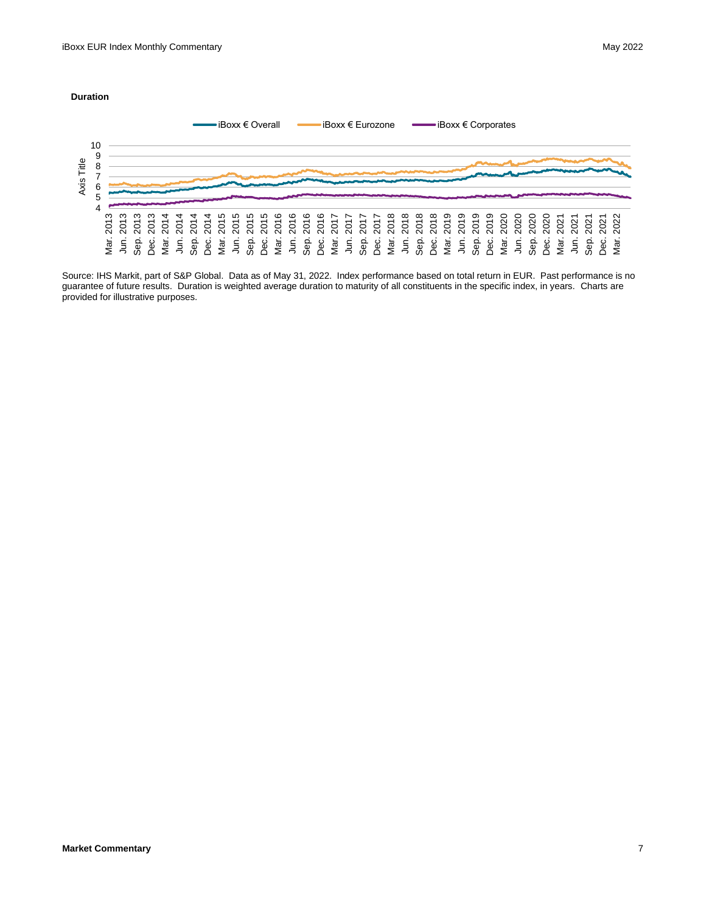**Duration**

Source: IHS Markit, part of S&P Global. Data as of May 31, 2022. Index performance based on total return in EUR. Past performance is no guarantee of future results. Duration is weighted average duration to maturity of all constituents in the specific index, in years. Charts are provided for illustrative purposes.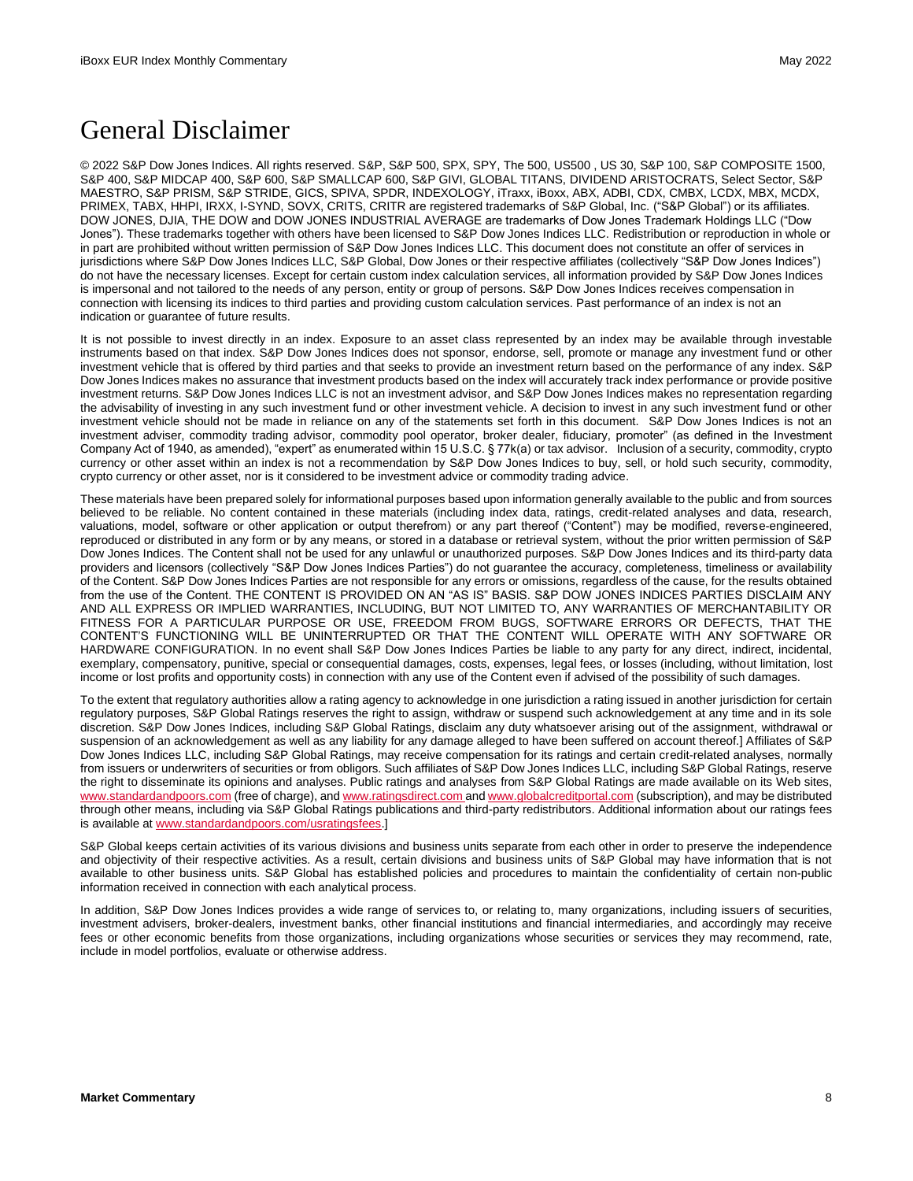# General Disclaimer

© 2022 S&P Dow Jones Indices. All rights reserved. S&P, S&P 500, SPX, SPY, The 500, US500 , US 30, S&P 100, S&P COMPOSITE 1500, S&P 400, S&P MIDCAP 400, S&P 600, S&P SMALLCAP 600, S&P GIVI, GLOBAL TITANS, DIVIDEND ARISTOCRATS, Select Sector, S&P MAESTRO, S&P PRISM, S&P STRIDE, GICS, SPIVA, SPDR, INDEXOLOGY, iTraxx, iBoxx, ABX, ADBI, CDX, CMBX, LCDX, MBX, MCDX, PRIMEX, TABX, HHPI, IRXX, I-SYND, SOVX, CRITS, CRITR are registered trademarks of S&P Global, Inc. ("S&P Global") or its affiliates. DOW JONES, DJIA, THE DOW and DOW JONES INDUSTRIAL AVERAGE are trademarks of Dow Jones Trademark Holdings LLC ("Dow Jones"). These trademarks together with others have been licensed to S&P Dow Jones Indices LLC. Redistribution or reproduction in whole or in part are prohibited without written permission of S&P Dow Jones Indices LLC. This document does not constitute an offer of services in jurisdictions where S&P Dow Jones Indices LLC, S&P Global, Dow Jones or their respective affiliates (collectively "S&P Dow Jones Indices") do not have the necessary licenses. Except for certain custom index calculation services, all information provided by S&P Dow Jones Indices is impersonal and not tailored to the needs of any person, entity or group of persons. S&P Dow Jones Indices receives compensation in connection with licensing its indices to third parties and providing custom calculation services. Past performance of an index is not an indication or guarantee of future results.

It is not possible to invest directly in an index. Exposure to an asset class represented by an index may be available through investable instruments based on that index. S&P Dow Jones Indices does not sponsor, endorse, sell, promote or manage any investment fund or other investment vehicle that is offered by third parties and that seeks to provide an investment return based on the performance of any index. S&P Dow Jones Indices makes no assurance that investment products based on the index will accurately track index performance or provide positive investment returns. S&P Dow Jones Indices LLC is not an investment advisor, and S&P Dow Jones Indices makes no representation regarding the advisability of investing in any such investment fund or other investment vehicle. A decision to invest in any such investment fund or other investment vehicle should not be made in reliance on any of the statements set forth in this document. S&P Dow Jones Indices is not an investment adviser, commodity trading advisor, commodity pool operator, broker dealer, fiduciary, promoter" (as defined in the Investment Company Act of 1940, as amended), "expert" as enumerated within 15 U.S.C. § 77k(a) or tax advisor. Inclusion of a security, commodity, crypto currency or other asset within an index is not a recommendation by S&P Dow Jones Indices to buy, sell, or hold such security, commodity, crypto currency or other asset, nor is it considered to be investment advice or commodity trading advice.

These materials have been prepared solely for informational purposes based upon information generally available to the public and from sources believed to be reliable. No content contained in these materials (including index data, ratings, credit-related analyses and data, research, valuations, model, software or other application or output therefrom) or any part thereof ("Content") may be modified, reverse-engineered, reproduced or distributed in any form or by any means, or stored in a database or retrieval system, without the prior written permission of S&P Dow Jones Indices. The Content shall not be used for any unlawful or unauthorized purposes. S&P Dow Jones Indices and its third-party data providers and licensors (collectively "S&P Dow Jones Indices Parties") do not guarantee the accuracy, completeness, timeliness or availability of the Content. S&P Dow Jones Indices Parties are not responsible for any errors or omissions, regardless of the cause, for the results obtained from the use of the Content. THE CONTENT IS PROVIDED ON AN "AS IS" BASIS. S&P DOW JONES INDICES PARTIES DISCLAIM ANY AND ALL EXPRESS OR IMPLIED WARRANTIES, INCLUDING, BUT NOT LIMITED TO, ANY WARRANTIES OF MERCHANTABILITY OR FITNESS FOR A PARTICULAR PURPOSE OR USE, FREEDOM FROM BUGS, SOFTWARE ERRORS OR DEFECTS, THAT THE CONTENT'S FUNCTIONING WILL BE UNINTERRUPTED OR THAT THE CONTENT WILL OPERATE WITH ANY SOFTWARE OR HARDWARE CONFIGURATION. In no event shall S&P Dow Jones Indices Parties be liable to any party for any direct, indirect, incidental, exemplary, compensatory, punitive, special or consequential damages, costs, expenses, legal fees, or losses (including, without limitation, lost income or lost profits and opportunity costs) in connection with any use of the Content even if advised of the possibility of such damages.

To the extent that regulatory authorities allow a rating agency to acknowledge in one jurisdiction a rating issued in another jurisdiction for certain regulatory purposes, S&P Global Ratings reserves the right to assign, withdraw or suspend such acknowledgement at any time and in its sole discretion. S&P Dow Jones Indices, including S&P Global Ratings, disclaim any duty whatsoever arising out of the assignment, withdrawal or suspension of an acknowledgement as well as any liability for any damage alleged to have been suffered on account thereof.] Affiliates of S&P Dow Jones Indices LLC, including S&P Global Ratings, may receive compensation for its ratings and certain credit-related analyses, normally from issuers or underwriters of securities or from obligors. Such affiliates of S&P Dow Jones Indices LLC, including S&P Global Ratings, reserve the right to disseminate its opinions and analyses. Public ratings and analyses from S&P Global Ratings are made available on its Web sites, www.standardandpoors.com (free of charge), and www.ratingsdirect.com and www.globalcreditportal.com (subscription), and may be distributed through other means, including via S&P Global Ratings publications and third-party redistributors. Additional information about our ratings fees is available at www.standardandpoors.com/usratingsfees.]

S&P Global keeps certain activities of its various divisions and business units separate from each other in order to preserve the independence and objectivity of their respective activities. As a result, certain divisions and business units of S&P Global may have information that is not available to other business units. S&P Global has established policies and procedures to maintain the confidentiality of certain non-public information received in connection with each analytical process.

In addition, S&P Dow Jones Indices provides a wide range of services to, or relating to, many organizations, including issuers of securities, investment advisers, broker-dealers, investment banks, other financial institutions and financial intermediaries, and accordingly may receive fees or other economic benefits from those organizations, including organizations whose securities or services they may recommend, rate, include in model portfolios, evaluate or otherwise address.